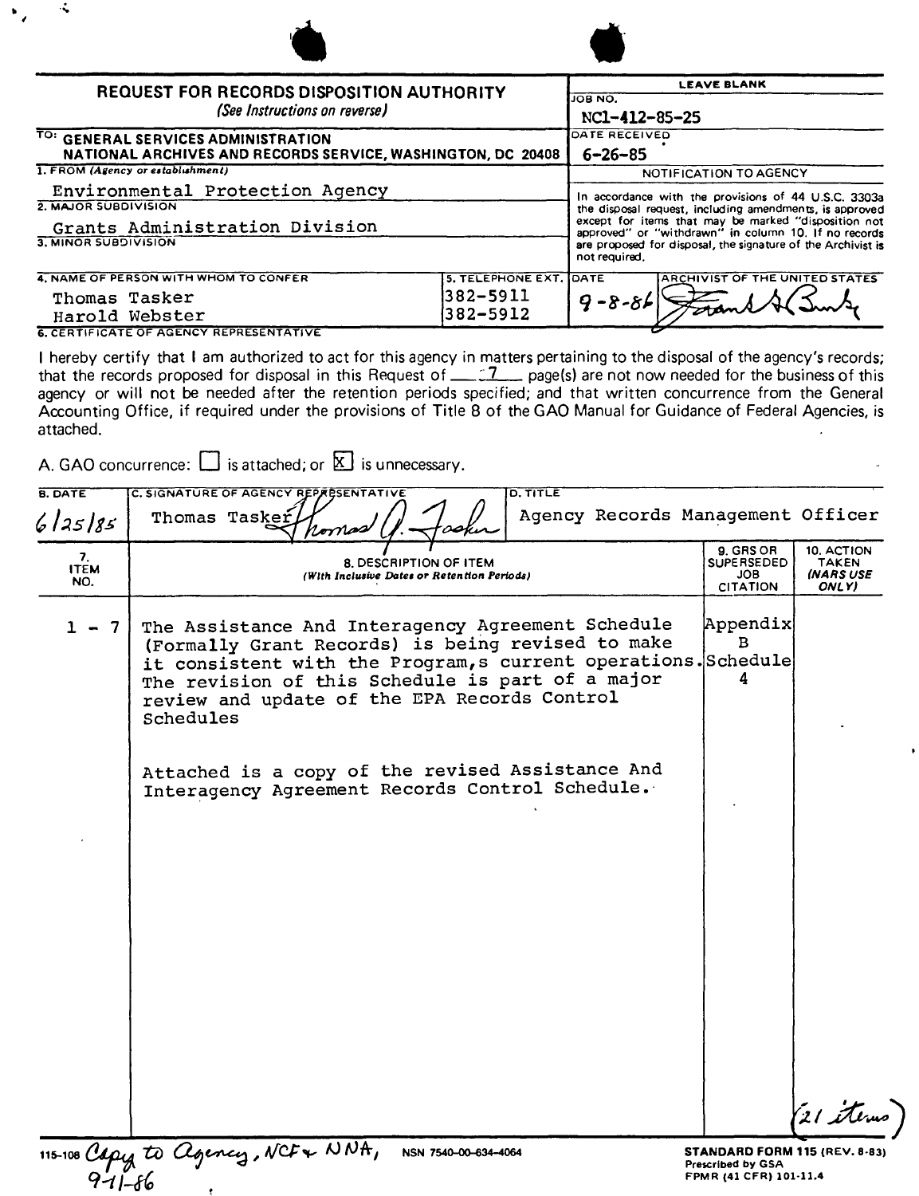# REQUEST FOR RECORDS DISPOSITION AUTHORITY

*(See Instructions on reverse)*

| | LEAVE BLANK |
|---|---|
| TO: GENERAL SERVICES ADMINISTRATION NATIONAL ARCHIVES AND RECORDS SERVICE, WASHINGTON, DC 20408 | JOB NO. NC1-412-85-25 |
| 1. FROM (Agency or establishment): Environmental Protection Agency | DATE RECEIVED: 6-26-85 |
| 2. MAJOR SUBDIVISION: Grants Administration Division | NOTIFICATION TO AGENCY |
| 3. MINOR SUBDIVISION | In accordance with the provisions of 44 U.S.C. 3303a the disposal request, including amendments, is approved except for items that may be marked "disposition not approved" or "withdrawn" in column 10. If no records are proposed for disposal, the signature of the Archivist is not required. |

| 4. NAME OF PERSON WITH WHOM TO CONFER | 5. TELEPHONE EXT. | DATE | ARCHIVIST OF THE UNITED STATES |
|---|---|---|---|
| Thomas Tasker<br>Harold Webster | 382-5911<br>382-5912 | 9-8-86 | Frank G. Burke |

**6. CERTIFICATE OF AGENCY REPRESENTATIVE**

I hereby certify that I am authorized to act for this agency in matters pertaining to the disposal of the agency's records; that the records proposed for disposal in this Request of 7 page(s) are not now needed for the business of this agency or will not be needed after the retention periods specified; and that written concurrence from the General Accounting Office, if required under the provisions of Title 8 of the GAO Manual for Guidance of Federal Agencies, is attached.

A. GAO concurrence: ☐ is attached; or ☒ is unnecessary.

| B. DATE | C. SIGNATURE OF AGENCY REPRESENTATIVE | D. TITLE |
|---|---|---|
| 6/25/85 | Thomas Tasker | Agency Records Management Officer |

| 7. ITEM NO. | 8. DESCRIPTION OF ITEM *(With Inclusive Dates or Retention Periods)* | 9. GRS OR SUPERSEDED JOB CITATION | 10. ACTION TAKEN *(NARS USE ONLY)* |
|---|---|---|---|
| 1 - 7 | The Assistance And Interagency Agreement Schedule (Formally Grant Records) is being revised to make it consistent with the Program,s current operations. The revision of this Schedule is part of a major review and update of the EPA Records Control Schedules<br><br>Attached is a copy of the revised Assistance And Interagency Agreement Records Control Schedule. | Appendix B Schedule 4 | |

(21 items)

115-108 Copy to agency, NCF + NNA, 9-11-86

NSN 7540-00-634-4064

STANDARD FORM 115 (REV. 8-83)
Prescribed by GSA
FPMR (41 CFR) 101-11.4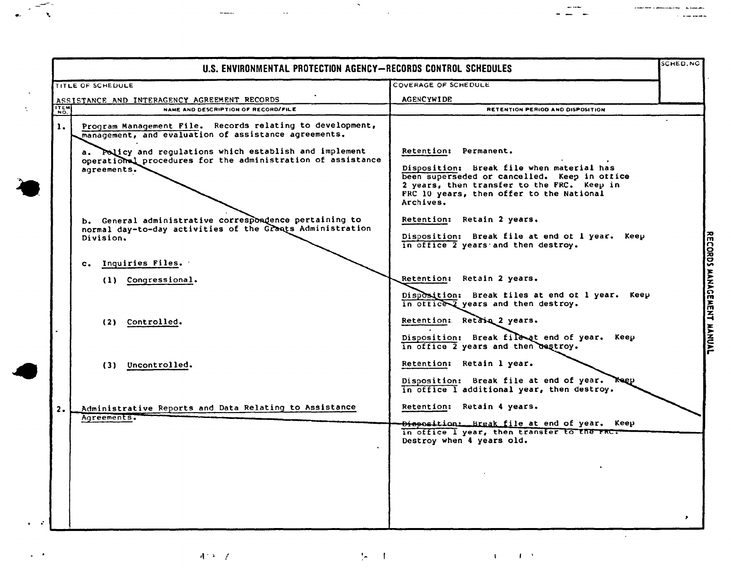# U.S. ENVIRONMENTAL PROTECTION AGENCY—RECORDS CONTROL SCHEDULES

| TITLE OF SCHEDULE | COVERAGE OF SCHEDULE | SCHED. NO |
|---|---|---|
| ASSISTANCE AND INTERAGENCY AGREEMENT RECORDS | AGENCYWIDE | |

| ITEM NO. | NAME AND DESCRIPTION OF RECORD/FILE | RETENTION PERIOD AND DISPOSITION |
|---|---|---|
| 1. | Program Management File. Records relating to development, management, and evaluation of assistance agreements. | |
| | a. Policy and regulations which establish and implement operational procedures for the administration of assistance agreements. | Retention: Permanent.<br><br>Disposition: Break file when material has been superseded or cancelled. Keep in office 2 years, then transfer to the FRC. Keep in FRC 10 years, then offer to the National Archives. |
| | b. General administrative correspondence pertaining to normal day-to-day activities of the Grants Administration Division. | Retention: Retain 2 years.<br><br>Disposition: Break file at end of 1 year. Keep in office 2 years and then destroy. |
| | c. Inquiries Files. | |
| | (1) Congressional. | Retention: Retain 2 years.<br><br>Disposition: Break files at end of 1 year. Keep in office 2 years and then destroy. |
| | (2) Controlled. | Retention: Retain 2 years.<br><br>Disposition: Break file at end of year. Keep in office 2 years and then destroy. |
| | (3) Uncontrolled. | Retention: Retain 1 year.<br><br>Disposition: Break file at end of year. Keep in office 1 additional year, then destroy. |
| 2. | Administrative Reports and Data Relating to Assistance Agreements. | Retention: Retain 4 years.<br><br>Disposition: Break file at end of year. Keep in office 1 year, then transfer to the FRC. Destroy when 4 years old. |

RECORDS MANAGEMENT MANUAL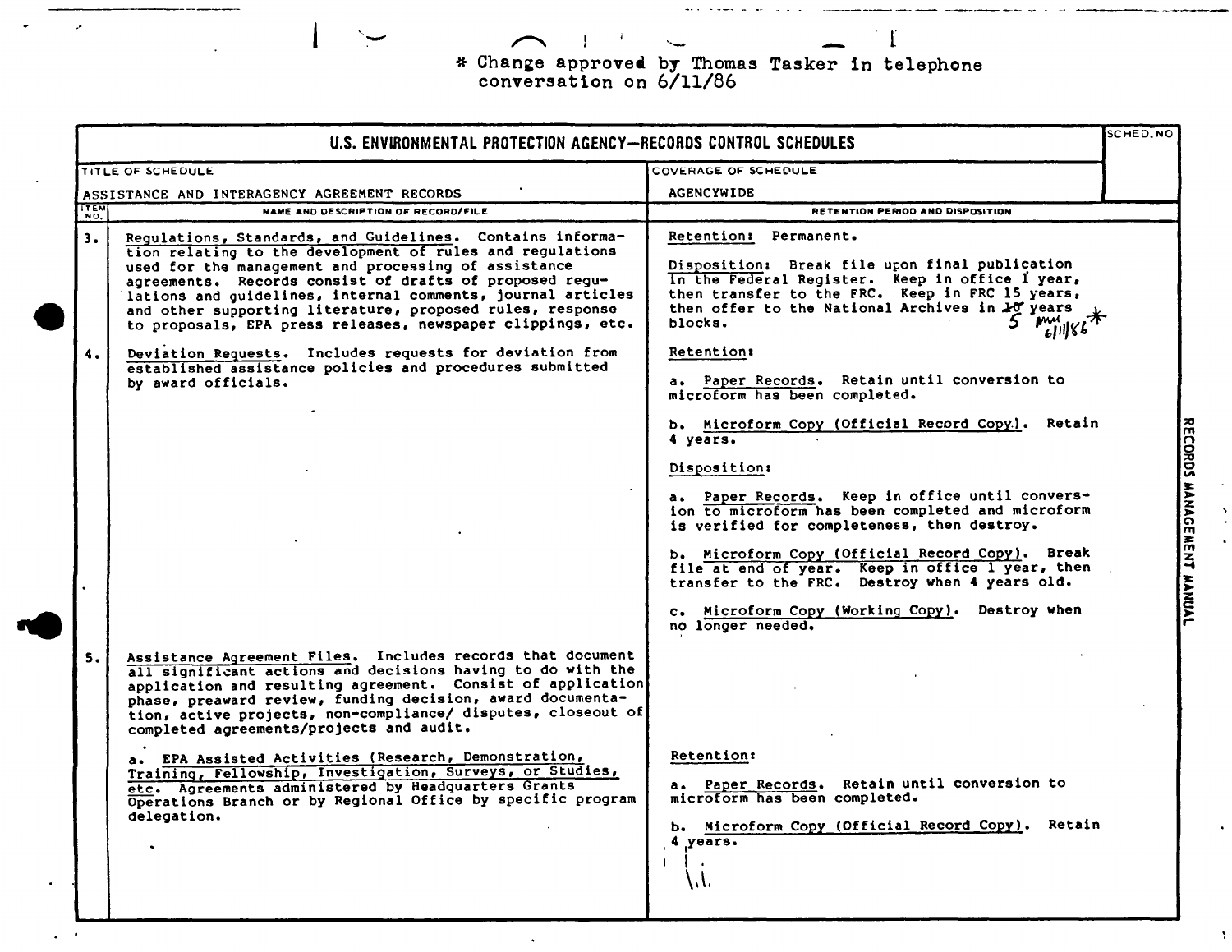\* Change approved by Thomas Tasker in telephone conversation on 6/11/86

## U.S. ENVIRONMENTAL PROTECTION AGENCY—RECORDS CONTROL SCHEDULES

| TITLE OF SCHEDULE | COVERAGE OF SCHEDULE | SCHED. NO |
|---|---|---|
| ASSISTANCE AND INTERAGENCY AGREEMENT RECORDS | AGENCYWIDE | |

| ITEM NO. | NAME AND DESCRIPTION OF RECORD/FILE | RETENTION PERIOD AND DISPOSITION |
|---|---|---|
| 3. | Regulations, Standards, and Guidelines. Contains information relating to the development of rules and regulations used for the management and processing of assistance agreements. Records consist of drafts of proposed regulations and guidelines, internal comments, journal articles and other supporting literature, proposed rules, response to proposals, EPA press releases, newspaper clippings, etc. | Retention: Permanent.<br><br>Disposition: Break file upon final publication in the Federal Register. Keep in office 1 year, then transfer to the FRC. Keep in FRC 15 years, then offer to the National Archives in ~~10~~ 5 years blocks. \* 6/11/86 |
| 4. | Deviation Requests. Includes requests for deviation from established assistance policies and procedures submitted by award officials. | Retention:<br><br>a. Paper Records. Retain until conversion to microform has been completed.<br><br>b. Microform Copy (Official Record Copy). Retain 4 years.<br><br>Disposition:<br><br>a. Paper Records. Keep in office until conversion to microform has been completed and microform is verified for completeness, then destroy.<br><br>b. Microform Copy (Official Record Copy). Break file at end of year. Keep in office 1 year, then transfer to the FRC. Destroy when 4 years old.<br><br>c. Microform Copy (Working Copy). Destroy when no longer needed. |
| 5. | Assistance Agreement Files. Includes records that document all significant actions and decisions having to do with the application and resulting agreement. Consist of application phase, preaward review, funding decision, award documentation, active projects, non-compliance/ disputes, closeout of completed agreements/projects and audit.<br><br>a. EPA Assisted Activities (Research, Demonstration, Training, Fellowship, Investigation, Surveys, or Studies, etc. Agreements administered by Headquarters Grants Operations Branch or by Regional Office by specific program delegation. | Retention:<br><br>a. Paper Records. Retain until conversion to microform has been completed.<br><br>b. Microform Copy (Official Record Copy). Retain 4 years. |

RECORDS MANAGEMENT MANUAL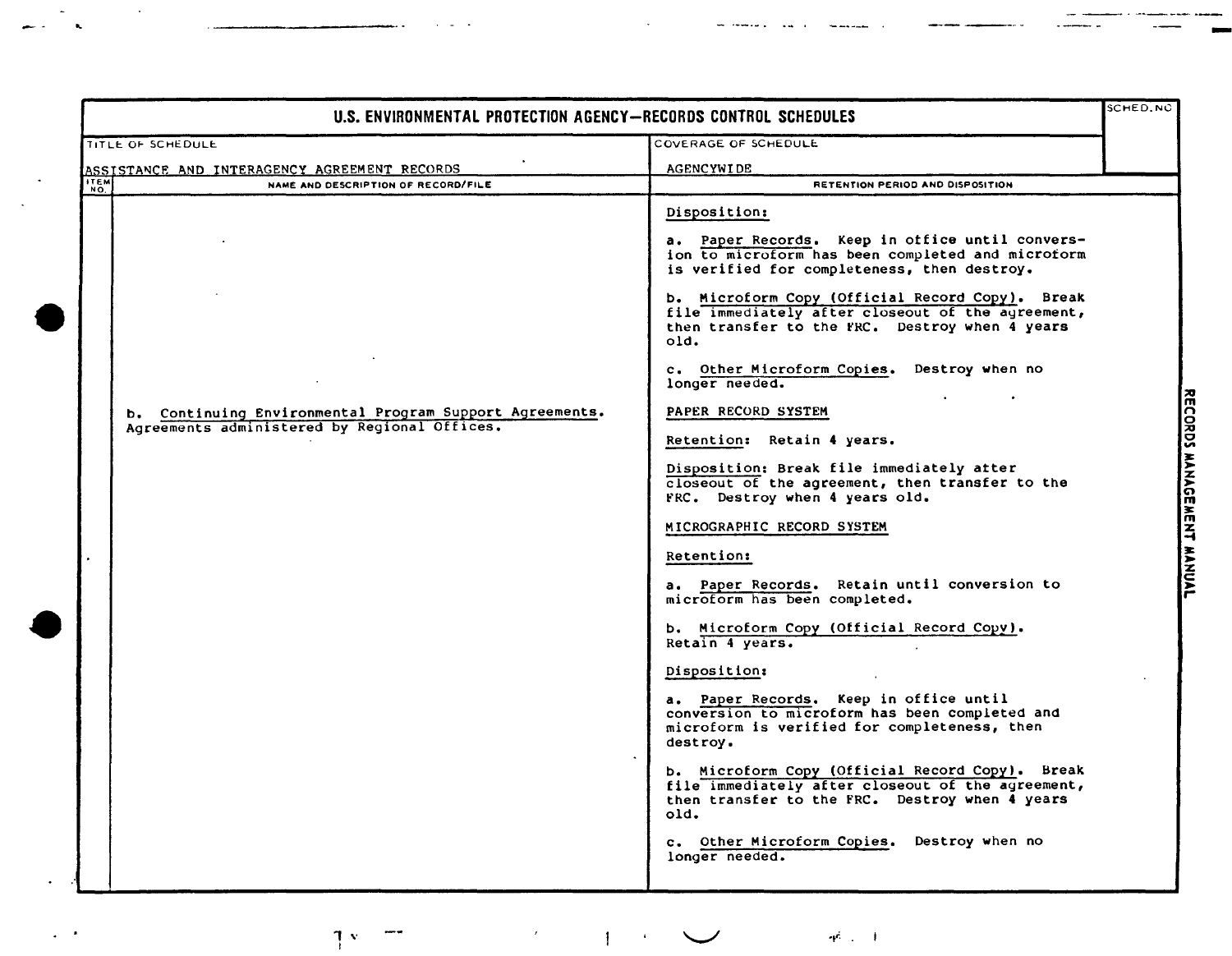# U.S. ENVIRONMENTAL PROTECTION AGENCY—RECORDS CONTROL SCHEDULES

| TITLE OF SCHEDULE | COVERAGE OF SCHEDULE | SCHED. NO |
|---|---|---|
| ASSISTANCE AND INTERAGENCY AGREEMENT RECORDS | AGENCYWIDE | |

| ITEM NO. | NAME AND DESCRIPTION OF RECORD/FILE | RETENTION PERIOD AND DISPOSITION |
|---|---|---|
| | | Disposition:<br><br>a. Paper Records. Keep in office until conversion to microform has been completed and microform is verified for completeness, then destroy.<br><br>b. Microform Copy (Official Record Copy). Break file immediately after closeout of the agreement, then transfer to the FRC. Destroy when 4 years old.<br><br>c. Other Microform Copies. Destroy when no longer needed. |
| | b. Continuing Environmental Program Support Agreements. Agreements administered by Regional Offices. | PAPER RECORD SYSTEM<br><br>Retention: Retain 4 years.<br><br>Disposition: Break file immediately after closeout of the agreement, then transfer to the FRC. Destroy when 4 years old.<br><br>MICROGRAPHIC RECORD SYSTEM<br><br>Retention:<br><br>a. Paper Records. Retain until conversion to microform has been completed.<br><br>b. Microform Copy (Official Record Copy). Retain 4 years.<br><br>Disposition:<br><br>a. Paper Records. Keep in office until conversion to microform has been completed and microform is verified for completeness, then destroy.<br><br>b. Microform Copy (Official Record Copy). Break file immediately after closeout of the agreement, then transfer to the FRC. Destroy when 4 years old.<br><br>c. Other Microform Copies. Destroy when no longer needed. |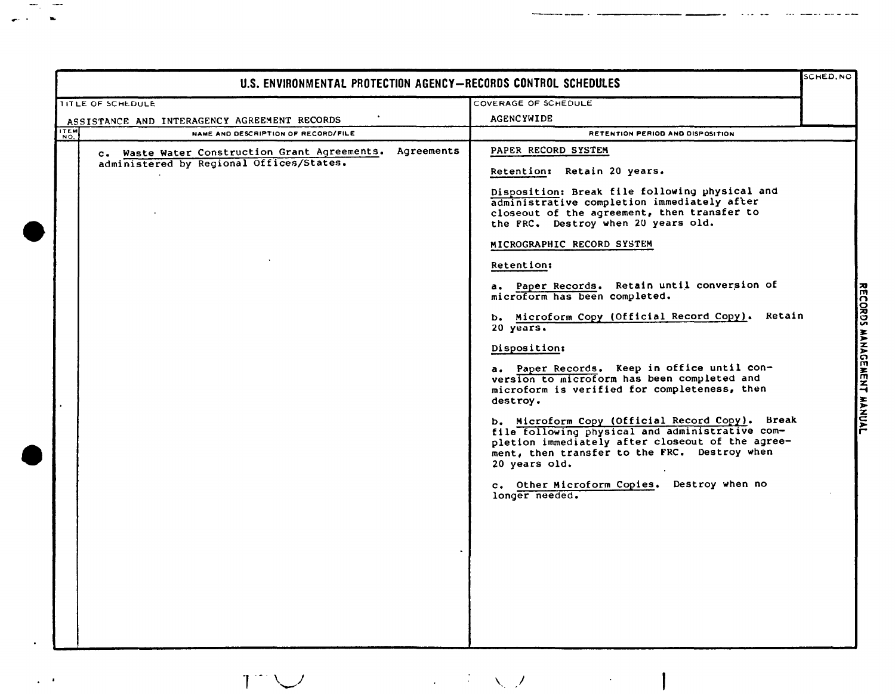## U.S. ENVIRONMENTAL PROTECTION AGENCY—RECORDS CONTROL SCHEDULES

| TITLE OF SCHEDULE | COVERAGE OF SCHEDULE | SCHED. NO |
|---|---|---|
| ASSISTANCE AND INTERAGENCY AGREEMENT RECORDS | AGENCYWIDE | |

| ITEM NO. | NAME AND DESCRIPTION OF RECORD/FILE | RETENTION PERIOD AND DISPOSITION |
|---|---|---|
| | c. Waste Water Construction Grant Agreements. Agreements administered by Regional Offices/States. | PAPER RECORD SYSTEM<br><br>Retention: Retain 20 years.<br><br>Disposition: Break file following physical and administrative completion immediately after closeout of the agreement, then transfer to the FRC. Destroy when 20 years old.<br><br>MICROGRAPHIC RECORD SYSTEM<br><br>Retention:<br><br>a. Paper Records. Retain until conversion of microform has been completed.<br><br>b. Microform Copy (Official Record Copy). Retain 20 years.<br><br>Disposition:<br><br>a. Paper Records. Keep in office until conversion to microform has been completed and microform is verified for completeness, then destroy.<br><br>b. Microform Copy (Official Record Copy). Break file following physical and administrative completion immediately after closeout of the agreement, then transfer to the FRC. Destroy when 20 years old.<br><br>c. Other Microform Copies. Destroy when no longer needed. |

RECORDS MANAGEMENT MANUAL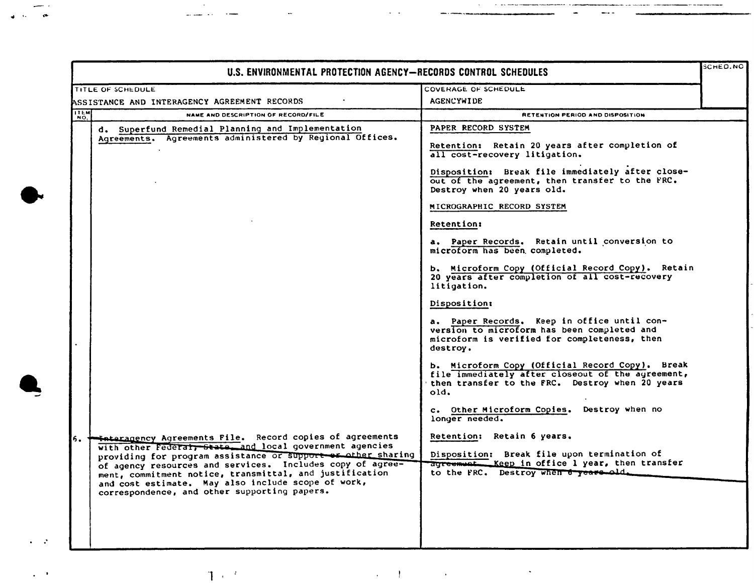# U.S. ENVIRONMENTAL PROTECTION AGENCY—RECORDS CONTROL SCHEDULES

| TITLE OF SCHEDULE | COVERAGE OF SCHEDULE | SCHED. NO. |
|---|---|---|
| ASSISTANCE AND INTERAGENCY AGREEMENT RECORDS | AGENCYWIDE | |

| ITEM NO. | NAME AND DESCRIPTION OF RECORD/FILE | RETENTION PERIOD AND DISPOSITION |
|---|---|---|
| | d. Superfund Remedial Planning and Implementation Agreements. Agreements administered by Regional Offices. | PAPER RECORD SYSTEM<br><br>Retention: Retain 20 years after completion of all cost-recovery litigation.<br><br>Disposition: Break file immediately after close-out of the agreement, then transfer to the FRC. Destroy when 20 years old.<br><br>MICROGRAPHIC RECORD SYSTEM<br><br>Retention:<br><br>a. Paper Records. Retain until conversion to microform has been completed.<br><br>b. Microform Copy (Official Record Copy). Retain 20 years after completion of all cost-recovery litigation.<br><br>Disposition:<br><br>a. Paper Records. Keep in office until conversion to microform has been completed and microform is verified for completeness, then destroy.<br><br>b. Microform Copy (Official Record Copy). Break file immediately after closeout of the agreement, then transfer to the FRC. Destroy when 20 years old.<br><br>c. Other Microform Copies. Destroy when no longer needed. |
| 6. | Interagency Agreements File. Record copies of agreements with other Federal, State, and local government agencies providing for program assistance or support or other sharing of agency resources and services. Includes copy of agreement, commitment notice, transmittal, and justification and cost estimate. May also include scope of work, correspondence, and other supporting papers. | Retention: Retain 6 years.<br><br>Disposition: Break file upon termination of agreement. Keep in office 1 year, then transfer to the FRC. Destroy when 6 years old. |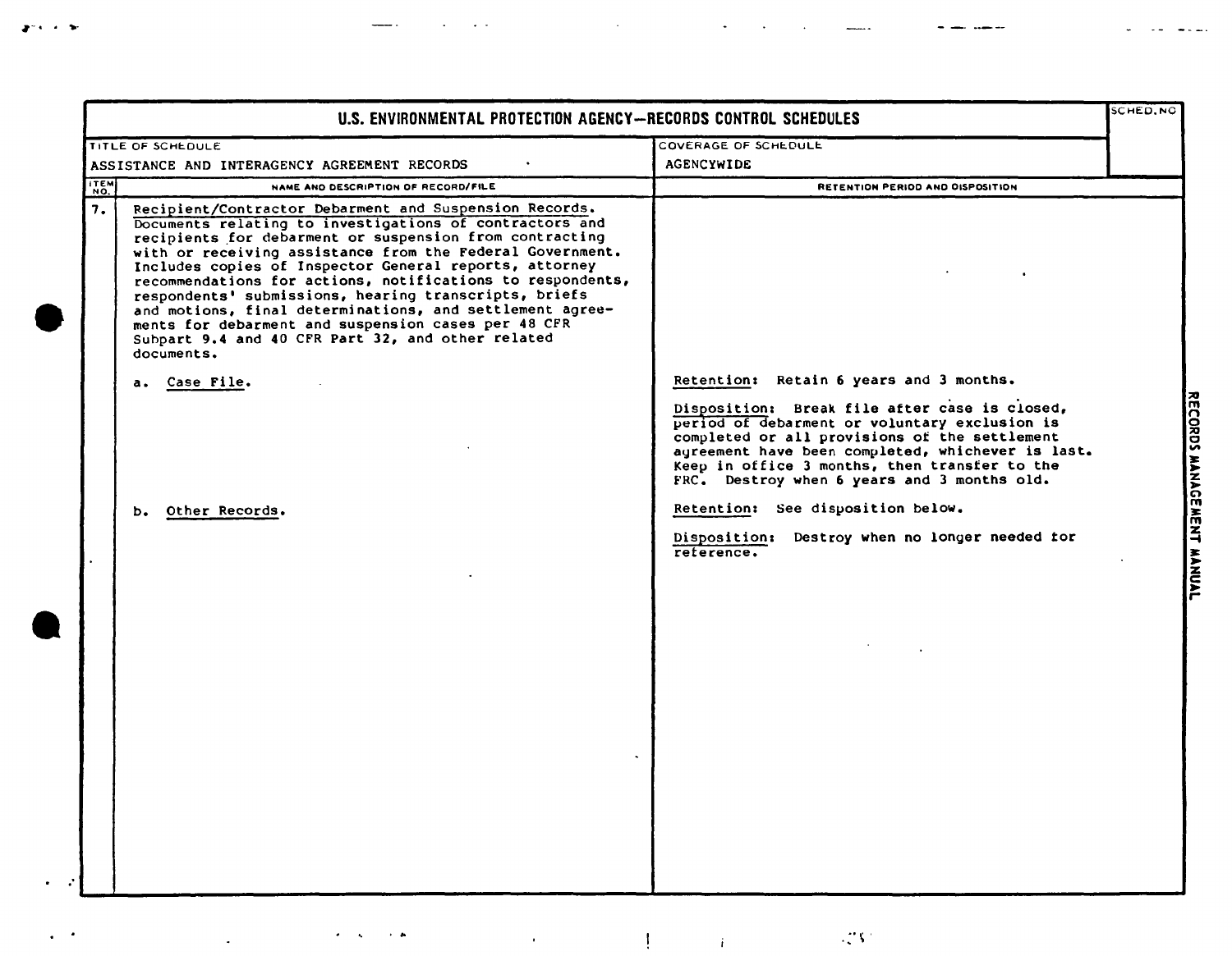## U.S. ENVIRONMENTAL PROTECTION AGENCY—RECORDS CONTROL SCHEDULES

| TITLE OF SCHEDULE | COVERAGE OF SCHEDULE | SCHED. NO |
|---|---|---|
| ASSISTANCE AND INTERAGENCY AGREEMENT RECORDS | AGENCYWIDE | |

| ITEM NO. | NAME AND DESCRIPTION OF RECORD/FILE | RETENTION PERIOD AND DISPOSITION |
|---|---|---|
| 7. | Recipient/Contractor Debarment and Suspension Records. Documents relating to investigations of contractors and recipients for debarment or suspension from contracting with or receiving assistance from the Federal Government. Includes copies of Inspector General reports, attorney recommendations for actions, notifications to respondents, respondents' submissions, hearing transcripts, briefs and motions, final determinations, and settlement agreements for debarment and suspension cases per 48 CFR Subpart 9.4 and 40 CFR Part 32, and other related documents. | |
| | a. Case File. | Retention: Retain 6 years and 3 months.<br><br>Disposition: Break file after case is closed, period of debarment or voluntary exclusion is completed or all provisions of the settlement agreement have been completed, whichever is last. Keep in office 3 months, then transfer to the FRC. Destroy when 6 years and 3 months old. |
| | b. Other Records. | Retention: See disposition below.<br><br>Disposition: Destroy when no longer needed for reference. |

RECORDS MANAGEMENT MANUAL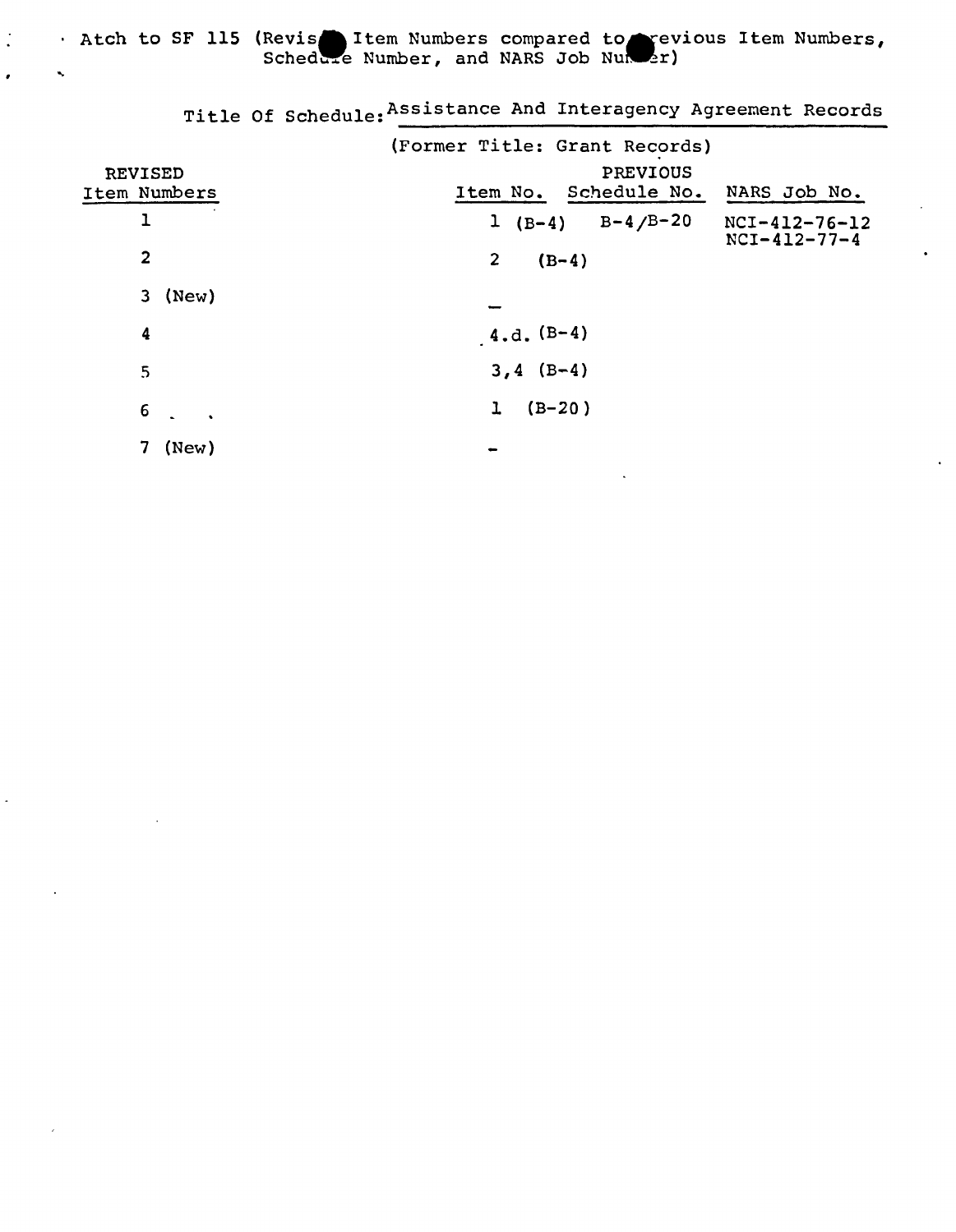Atch to SF 115 (Revised Item Numbers compared to Previous Item Numbers, Schedule Number, and NARS Job Number)

Title Of Schedule: Assistance And Interagency Agreement Records

(Former Title: Grant Records)

| REVISED Item Numbers | PREVIOUS Item No. | PREVIOUS Schedule No. | NARS Job No. |
|---|---|---|---|
| 1 | 1 (B-4) | B-4/B-20 | NCI-412-76-12<br>NCI-412-77-4 |
| 2 | 2 (B-4) | | |
| 3 (New) | — | | |
| 4 | 4.d. (B-4) | | |
| 5 | 3,4 (B-4) | | |
| 6 | 1 (B-20) | | |
| 7 (New) | — | | |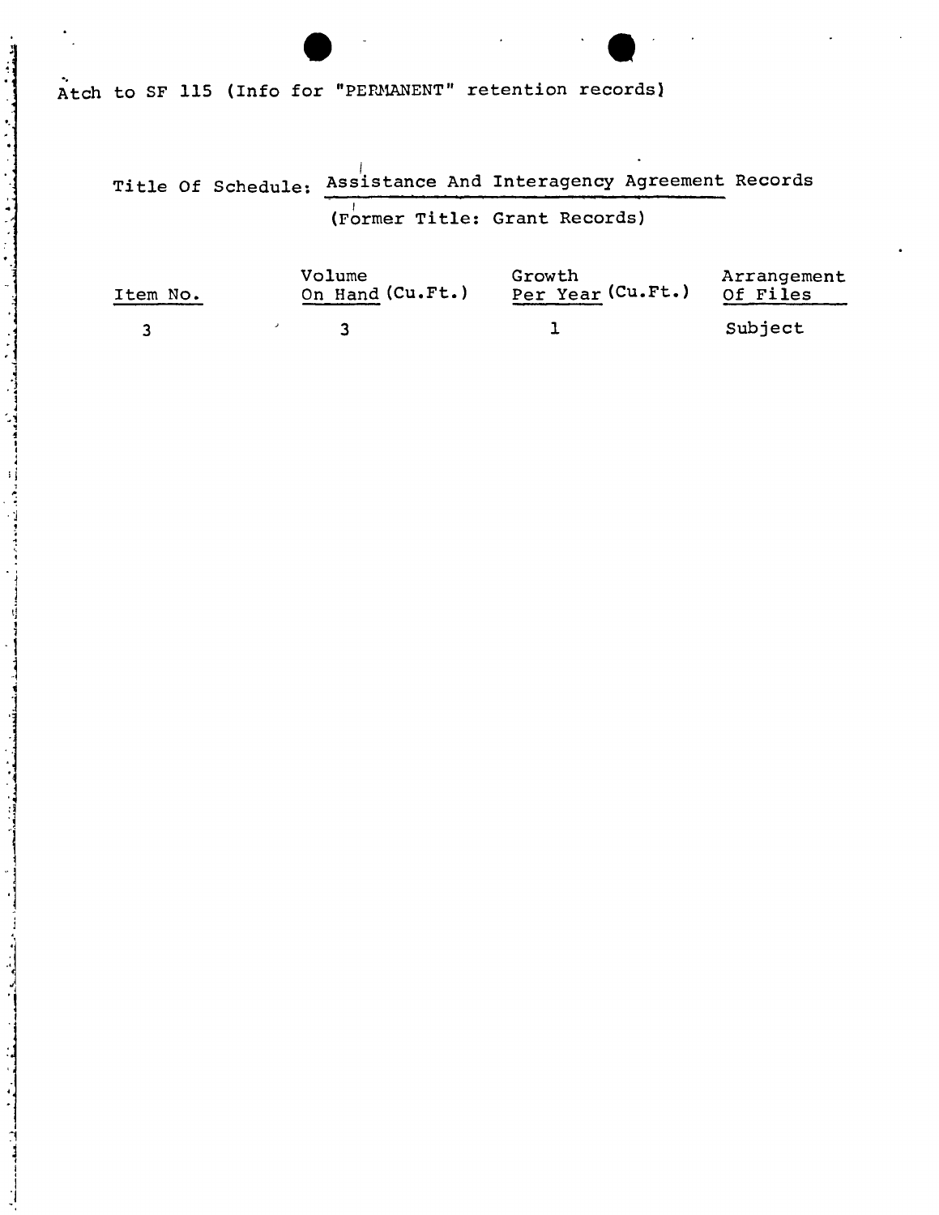Atch to SF 115 (Info for "PERMANENT" retention records)

Title Of Schedule: Assistance And Interagency Agreement Records

(Former Title: Grant Records)

| Item No. | Volume On Hand (Cu.Ft.) | Growth Per Year (Cu.Ft.) | Arrangement Of Files |
|---|---|---|---|
| 3 | 3 | 1 | Subject |